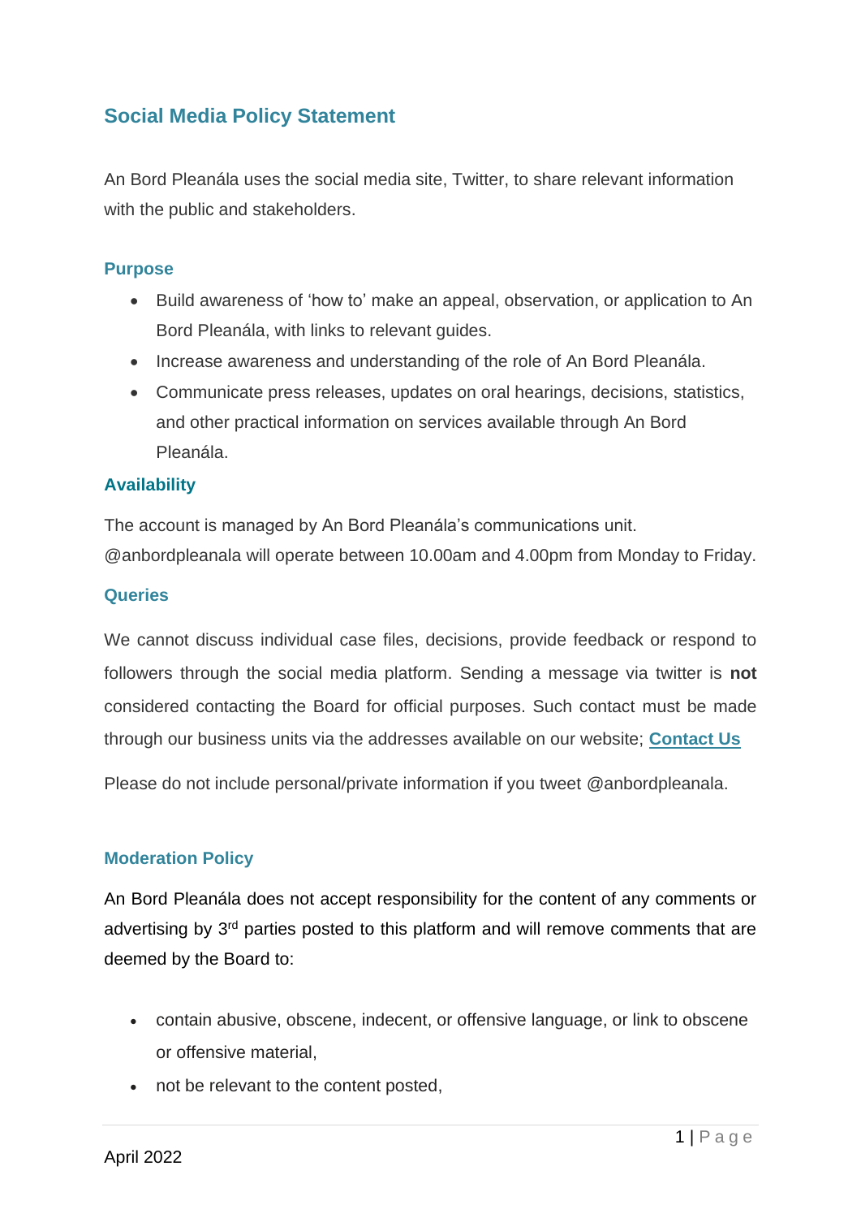# Social Media Policy Statement

An Bord Pleanála uses the social media site, Twitter, to share relevant information with the public and stakeholders.

## Purpose

- Build awareness of 'how to' make an appeal, observation, or application to An Bord Pleanála, with links to relevant guides.
- Increase awareness and understanding of the role of An Bord Pleanála.
- Communicate press releases, updates on oral hearings, decisions, statistics, and other practical information on services available through An Bord Pleanála.

## Availability

The account is managed by An Bord Pleanála's communications unit. @anbordpleanala will operate between 10.00am and 4.00pm from Monday to Friday.

## Queries

We cannot discuss individual case files, decisions, provide feedback or respond to followers through the social media platform. Sending a message via twitter is **not** considered contacting the Board for official purposes. Such contact must be made through our business units via the addresses available on our website; **Contact Us**

Please do not include personal/private information if you tweet @anbordpleanala.

## Moderation Policy

An Bord Pleanála does not accept responsibility for the content of any comments or advertising by 3rd parties posted to this platform and will remove comments that are deemed by the Board to:

- contain abusive, obscene, indecent, or offensive language, or link to obscene or offensive material,
- not be relevant to the content posted,

April 2022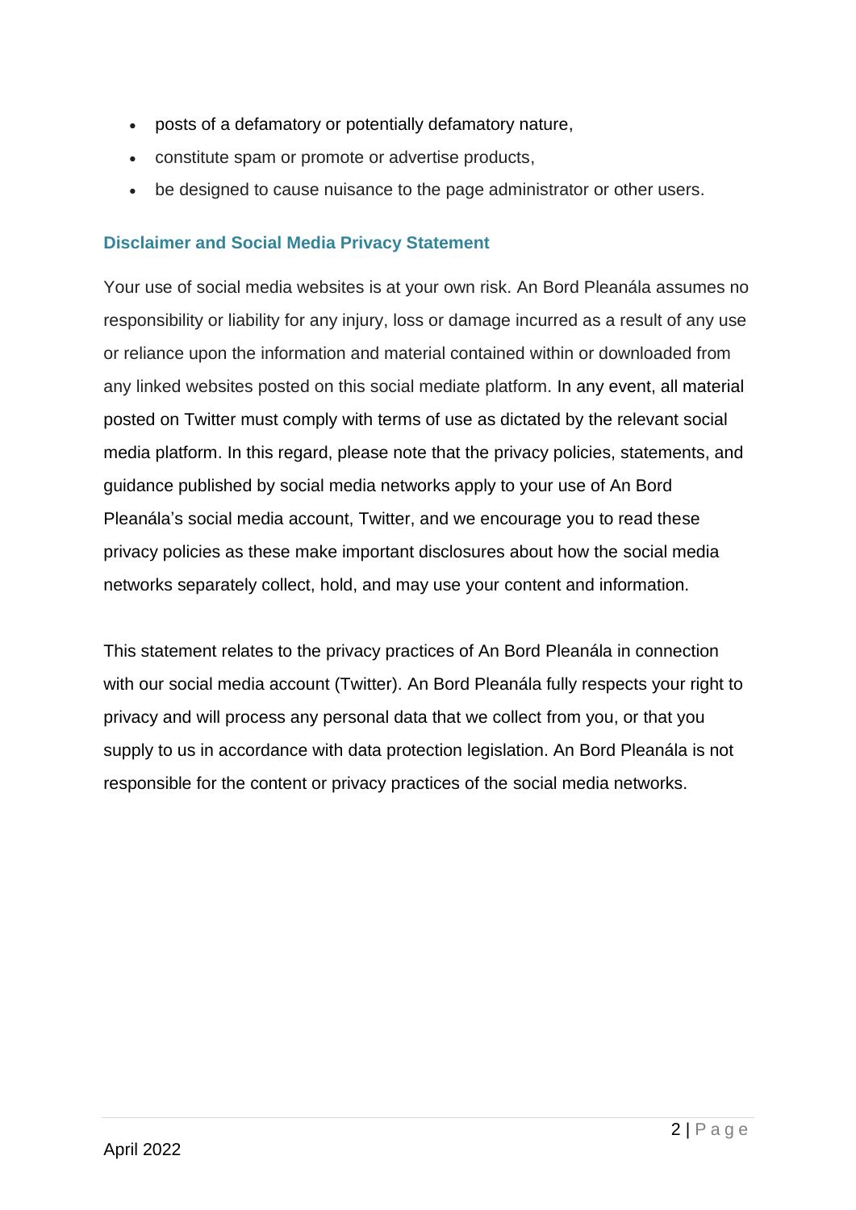- posts of a defamatory or potentially defamatory nature,
- constitute spam or promote or advertise products,
- be designed to cause nuisance to the page administrator or other users.

## Disclaimer and Social Media Privacy Statement

Your use of social media websites is at your own risk. An Bord Pleanála assumes no responsibility or liability for any injury, loss or damage incurred as a result of any use or reliance upon the information and material contained within or downloaded from any linked websites posted on this social mediate platform. In any event, all material posted on Twitter must comply with terms of use as dictated by the relevant social media platform. In this regard, please note that the privacy policies, statements, and guidance published by social media networks apply to your use of An Bord Pleanála's social media account, Twitter, and we encourage you to read these privacy policies as these make important disclosures about how the social media networks separately collect, hold, and may use your content and information.

This statement relates to the privacy practices of An Bord Pleanála in connection with our social media account (Twitter). An Bord Pleanála fully respects your right to privacy and will process any personal data that we collect from you, or that you supply to us in accordance with data protection legislation. An Bord Pleanála is not responsible for the content or privacy practices of the social media networks.